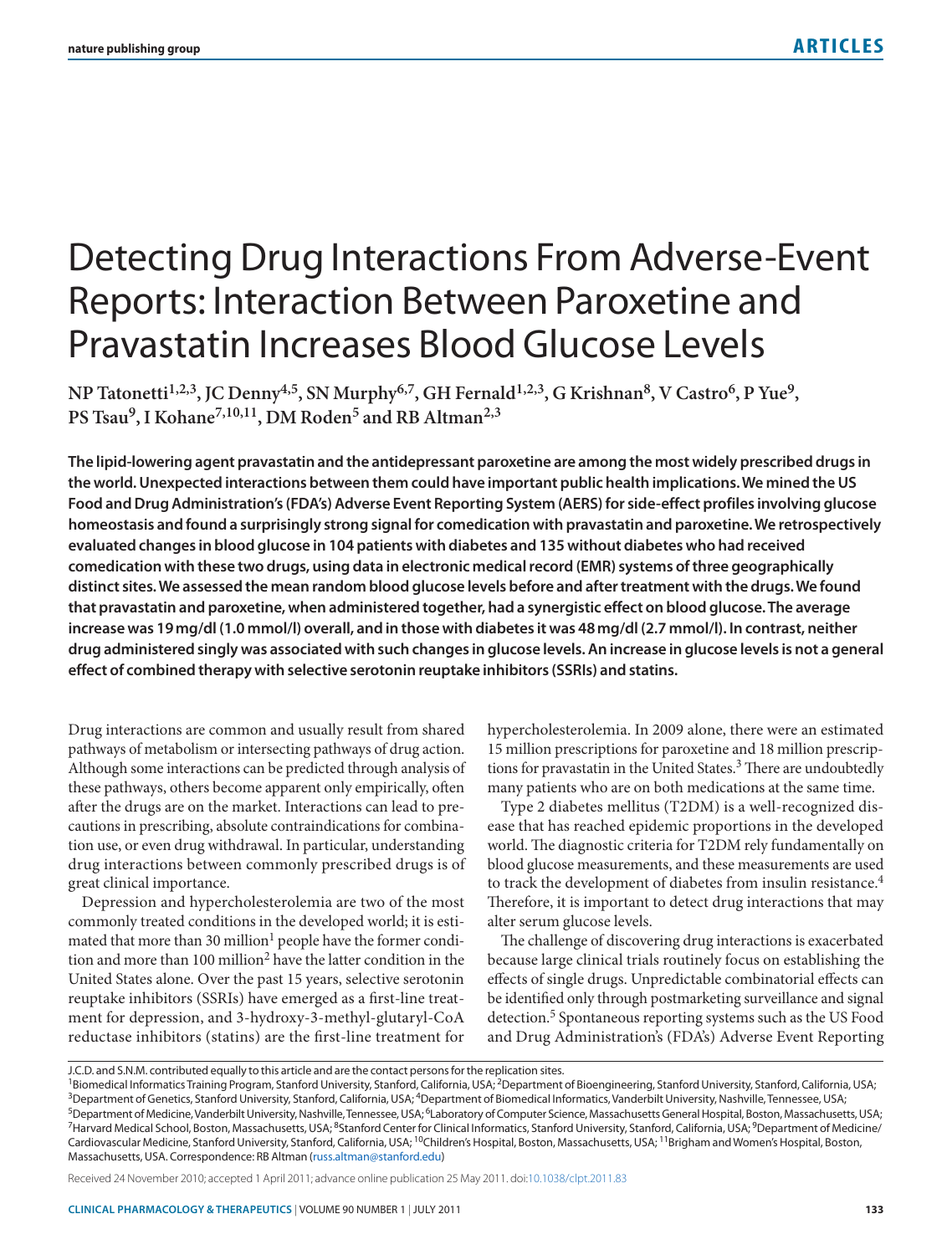# Detecting Drug Interactions From Adverse-Event Reports: Interaction Between Paroxetine and Pravastatin Increases Blood Glucose Levels

**NP Tatonetti[1,2,3], JC Denny[4,5], SN Murphy[6,7], GH Fernald[1,2,3], G Krishnan[8], V Castro[6], P Yue[9], PS Tsau[9], I Kohane[7,10,11], DM Roden[5] and RB Altman[2,3]**

**The lipid-lowering agent pravastatin and the antidepressant paroxetine are among the most widely prescribed drugs in the world. Unexpected interactions between them could have important public health implications. We mined the US Food and Drug Administration's (FDA's) Adverse Event Reporting System (AERS) for side-effect profiles involving glucose homeostasis and found a surprisingly strong signal for comedication with pravastatin and paroxetine. We retrospectively evaluated changes in blood glucose in 104 patients with diabetes and 135 without diabetes who had received comedication with these two drugs, using data in electronic medical record (EMR) systems of three geographically distinct sites. We assessed the mean random blood glucose levels before and after treatment with the drugs. We found that pravastatin and paroxetine, when administered together, had a synergistic effect on blood glucose. The average increase was 19 mg/dl (1.0 mmol/l) overall, and in those with diabetes it was 48 mg/dl (2.7 mmol/l). In contrast, neither drug administered singly was associated with such changes in glucose levels. An increase in glucose levels is not a general effect of combined therapy with selective serotonin reuptake inhibitors (SSRIs) and statins.**

Drug interactions are common and usually result from shared pathways of metabolism or intersecting pathways of drug action. Although some interactions can be predicted through analysis of these pathways, others become apparent only empirically, often after the drugs are on the market. Interactions can lead to precautions in prescribing, absolute contraindications for combination use, or even drug withdrawal. In particular, understanding drug interactions between commonly prescribed drugs is of great clinical importance.

Depression and hypercholesterolemia are two of the most commonly treated conditions in the developed world; it is estimated that more than 30 million[1] people have the former condition and more than 100 million[2] have the latter condition in the United States alone. Over the past 15 years, selective serotonin reuptake inhibitors (SSRIs) have emerged as a first-line treatment for depression, and 3-hydroxy-3-methyl-glutaryl-CoA reductase inhibitors (statins) are the first-line treatment for hypercholesterolemia. In 2009 alone, there were an estimated 15 million prescriptions for paroxetine and 18 million prescriptions for pravastatin in the United States.[3] There are undoubtedly many patients who are on both medications at the same time.

Type 2 diabetes mellitus (T2DM) is a well-recognized disease that has reached epidemic proportions in the developed world. The diagnostic criteria for T2DM rely fundamentally on blood glucose measurements, and these measurements are used to track the development of diabetes from insulin resistance.[4] Therefore, it is important to detect drug interactions that may alter serum glucose levels.

The challenge of discovering drug interactions is exacerbated because large clinical trials routinely focus on establishing the effects of single drugs. Unpredictable combinatorial effects can be identified only through postmarketing surveillance and signal detection.[5] Spontaneous reporting systems such as the US Food and Drug Administration's (FDA's) Adverse Event Reporting

J.C.D. and S.N.M. contributed equally to this article and are the contact persons for the replication sites.

[1]Biomedical Informatics Training Program, Stanford University, Stanford, California, USA; [2]Department of Bioengineering, Stanford University, Stanford, California, USA; [3]Department of Genetics, Stanford University, Stanford, California, USA; [4]Department of Biomedical Informatics, Vanderbilt University, Nashville, Tennessee, USA; [5]Department of Medicine, Vanderbilt University, Nashville, Tennessee, USA; [6]Laboratory of Computer Science, Massachusetts General Hospital, Boston, Massachusetts, USA; [7]Harvard Medical School, Boston, Massachusetts, USA; [8]Stanford Center for Clinical Informatics, Stanford University, Stanford, California, USA; [9]Department of Medicine/Cardiovascular Medicine, Stanford University, Stanford, California, USA; [10]Children's Hospital, Boston, Massachusetts, USA; [11]Brigham and Women's Hospital, Boston, Massachusetts, USA. Correspondence: RB Altman (russ.altman@stanford.edu)

Received 24 November 2010; accepted 1 April 2011; advance online publication 25 May 2011. doi:10.1038/clpt.2011.83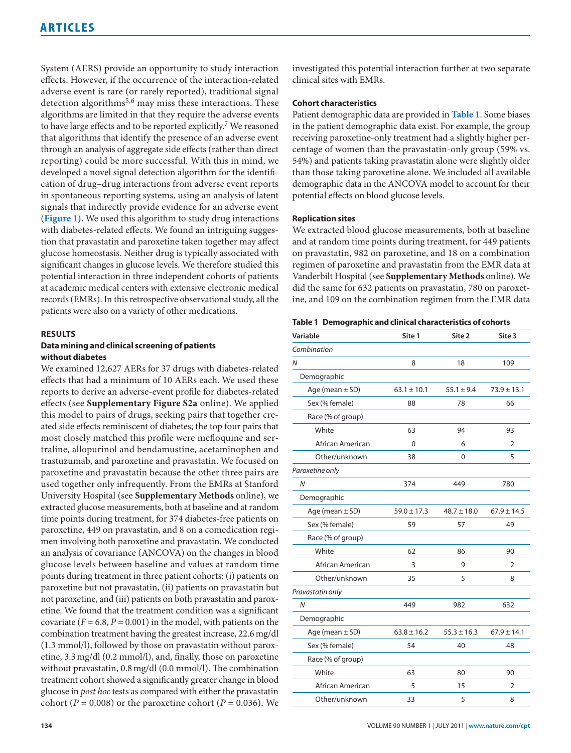System (AERS) provide an opportunity to study interaction effects. However, if the occurrence of the interaction-related adverse event is rare (or rarely reported), traditional signal detection algorithms[5,6] may miss these interactions. These algorithms are limited in that they require the adverse events to have large effects and to be reported explicitly.[7] We reasoned that algorithms that identify the presence of an adverse event through an analysis of aggregate side effects (rather than direct reporting) could be more successful. With this in mind, we developed a novel signal detection algorithm for the identification of drug–drug interactions from adverse event reports in spontaneous reporting systems, using an analysis of latent signals that indirectly provide evidence for an adverse event (**Figure 1**). We used this algorithm to study drug interactions with diabetes-related effects. We found an intriguing suggestion that pravastatin and paroxetine taken together may affect glucose homeostasis. Neither drug is typically associated with significant changes in glucose levels. We therefore studied this potential interaction in three independent cohorts of patients at academic medical centers with extensive electronic medical records (EMRs). In this retrospective observational study, all the patients were also on a variety of other medications.

## RESULTS

### Data mining and clinical screening of patients without diabetes

We examined 12,627 AERs for 37 drugs with diabetes-related effects that had a minimum of 10 AERs each. We used these reports to derive an adverse-event profile for diabetes-related effects (see **Supplementary Figure S2a** online). We applied this model to pairs of drugs, seeking pairs that together created side effects reminiscent of diabetes; the top four pairs that most closely matched this profile were mefloquine and sertraline, allopurinol and bendamustine, acetaminophen and trastuzumab, and paroxetine and pravastatin. We focused on paroxetine and pravastatin because the other three pairs are used together only infrequently. From the EMRs at Stanford University Hospital (see **Supplementary Methods** online), we extracted glucose measurements, both at baseline and at random time points during treatment, for 374 diabetes-free patients on paroxetine, 449 on pravastatin, and 8 on a comedication regimen involving both paroxetine and pravastatin. We conducted an analysis of covariance (ANCOVA) on the changes in blood glucose levels between baseline and values at random time points during treatment in three patient cohorts: (i) patients on paroxetine but not pravastatin, (ii) patients on pravastatin but not paroxetine, and (iii) patients on both pravastatin and paroxetine. We found that the treatment condition was a significant covariate ($F = 6.8$, $P = 0.001$) in the model, with patients on the combination treatment having the greatest increase, 22.6 mg/dl (1.3 mmol/l), followed by those on pravastatin without paroxetine, 3.3 mg/dl (0.2 mmol/l), and, finally, those on paroxetine without pravastatin, 0.8 mg/dl (0.0 mmol/l). The combination treatment cohort showed a significantly greater change in blood glucose in *post hoc* tests as compared with either the pravastatin cohort ($P = 0.008$) or the paroxetine cohort ($P = 0.036$). We investigated this potential interaction further at two separate clinical sites with EMRs.

### Cohort characteristics

Patient demographic data are provided in **Table 1**. Some biases in the patient demographic data exist. For example, the group receiving paroxetine-only treatment had a slightly higher percentage of women than the pravastatin-only group (59% vs. 54%) and patients taking pravastatin alone were slightly older than those taking paroxetine alone. We included all available demographic data in the ANCOVA model to account for their potential effects on blood glucose levels.

### Replication sites

We extracted blood glucose measurements, both at baseline and at random time points during treatment, for 449 patients on pravastatin, 982 on paroxetine, and 18 on a combination regimen of paroxetine and pravastatin from the EMR data at Vanderbilt Hospital (see **Supplementary Methods** online). We did the same for 632 patients on pravastatin, 780 on paroxetine, and 109 on the combination regimen from the EMR data

**Table 1 Demographic and clinical characteristics of cohorts**

| Variable | Site 1 | Site 2 | Site 3 |
|---|---|---|---|
| *Combination* | | | |
| *N* | 8 | 18 | 109 |
| Demographic | | | |
| Age (mean ± SD) | 63.1 ± 10.1 | 55.1 ± 9.4 | 73.9 ± 13.1 |
| Sex (% female) | 88 | 78 | 66 |
| Race (% of group) | | | |
| White | 63 | 94 | 93 |
| African American | 0 | 6 | 2 |
| Other/unknown | 38 | 0 | 5 |
| *Paroxetine only* | | | |
| *N* | 374 | 449 | 780 |
| Demographic | | | |
| Age (mean ± SD) | 59.0 ± 17.3 | 48.7 ± 18.0 | 67.9 ± 14.5 |
| Sex (% female) | 59 | 57 | 49 |
| Race (% of group) | | | |
| White | 62 | 86 | 90 |
| African American | 3 | 9 | 2 |
| Other/unknown | 35 | 5 | 8 |
| *Pravastatin only* | | | |
| *N* | 449 | 982 | 632 |
| Demographic | | | |
| Age (mean ± SD) | 63.8 ± 16.2 | 55.3 ± 16.3 | 67.9 ± 14.1 |
| Sex (% female) | 54 | 40 | 48 |
| Race (% of group) | | | |
| White | 63 | 80 | 90 |
| African American | 5 | 15 | 2 |
| Other/unknown | 33 | 5 | 8 |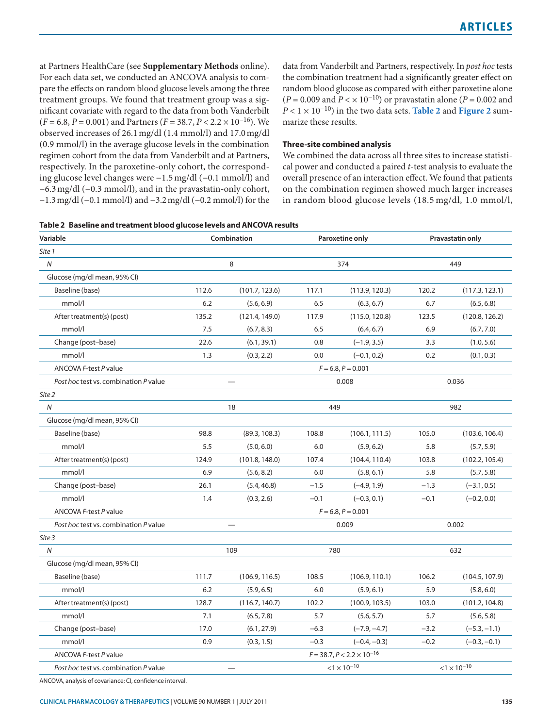at Partners HealthCare (see **Supplementary Methods** online). For each data set, we conducted an ANCOVA analysis to compare the effects on random blood glucose levels among the three treatment groups. We found that treatment group was a significant covariate with regard to the data from both Vanderbilt ($F = 6.8$, $P = 0.001$) and Partners ($F = 38.7$, $P < 2.2 \times 10^{-16}$). We observed increases of 26.1 mg/dl (1.4 mmol/l) and 17.0 mg/dl (0.9 mmol/l) in the average glucose levels in the combination regimen cohort from the data from Vanderbilt and at Partners, respectively. In the paroxetine-only cohort, the corresponding glucose level changes were −1.5 mg/dl (−0.1 mmol/l) and −6.3 mg/dl (−0.3 mmol/l), and in the pravastatin-only cohort, −1.3 mg/dl (−0.1 mmol/l) and −3.2 mg/dl (−0.2 mmol/l) for the data from Vanderbilt and Partners, respectively. In *post hoc* tests the combination treatment had a significantly greater effect on random blood glucose as compared with either paroxetine alone ($P = 0.009$ and $P < \times 10^{-10}$) or pravastatin alone ($P = 0.002$ and $P < 1 \times 10^{-10}$) in the two data sets. **Table 2** and **Figure 2** summarize these results.

### Three-site combined analysis

We combined the data across all three sites to increase statistical power and conducted a paired *t*-test analysis to evaluate the overall presence of an interaction effect. We found that patients on the combination regimen showed much larger increases in random blood glucose levels (18.5 mg/dl, 1.0 mmol/l,

**Table 2 Baseline and treatment blood glucose levels and ANCOVA results**

| Variable | Combination | | Paroxetine only | | Pravastatin only | |
|---|---|---|---|---|---|---|
| *Site 1* | | | | | | |
| *N* | 8 | | 374 | | 449 | |
| Glucose (mg/dl mean, 95% CI) | | | | | | |
| Baseline (base) | 112.6 | (101.7, 123.6) | 117.1 | (113.9, 120.3) | 120.2 | (117.3, 123.1) |
| mmol/l | 6.2 | (5.6, 6.9) | 6.5 | (6.3, 6.7) | 6.7 | (6.5, 6.8) |
| After treatment(s) (post) | 135.2 | (121.4, 149.0) | 117.9 | (115.0, 120.8) | 123.5 | (120.8, 126.2) |
| mmol/l | 7.5 | (6.7, 8.3) | 6.5 | (6.4, 6.7) | 6.9 | (6.7, 7.0) |
| Change (post–base) | 22.6 | (6.1, 39.1) | 0.8 | (−1.9, 3.5) | 3.3 | (1.0, 5.6) |
| mmol/l | 1.3 | (0.3, 2.2) | 0.0 | (−0.1, 0.2) | 0.2 | (0.1, 0.3) |
| ANCOVA *F*-test *P* value | $F = 6.8$, $P = 0.001$ | | | | | |
| *Post hoc* test vs. combination *P* value | — | | 0.008 | | 0.036 | |
| *Site 2* | | | | | | |
| *N* | 18 | | 449 | | 982 | |
| Glucose (mg/dl mean, 95% CI) | | | | | | |
| Baseline (base) | 98.8 | (89.3, 108.3) | 108.8 | (106.1, 111.5) | 105.0 | (103.6, 106.4) |
| mmol/l | 5.5 | (5.0, 6.0) | 6.0 | (5.9, 6.2) | 5.8 | (5.7, 5.9) |
| After treatment(s) (post) | 124.9 | (101.8, 148.0) | 107.4 | (104.4, 110.4) | 103.8 | (102.2, 105.4) |
| mmol/l | 6.9 | (5.6, 8.2) | 6.0 | (5.8, 6.1) | 5.8 | (5.7, 5.8) |
| Change (post–base) | 26.1 | (5.4, 46.8) | −1.5 | (−4.9, 1.9) | −1.3 | (−3.1, 0.5) |
| mmol/l | 1.4 | (0.3, 2.6) | −0.1 | (−0.3, 0.1) | −0.1 | (−0.2, 0.0) |
| ANCOVA *F*-test *P* value | $F = 6.8$, $P = 0.001$ | | | | | |
| *Post hoc* test vs. combination *P* value | — | | 0.009 | | 0.002 | |
| *Site 3* | | | | | | |
| *N* | 109 | | 780 | | 632 | |
| Glucose (mg/dl mean, 95% CI) | | | | | | |
| Baseline (base) | 111.7 | (106.9, 116.5) | 108.5 | (106.9, 110.1) | 106.2 | (104.5, 107.9) |
| mmol/l | 6.2 | (5.9, 6.5) | 6.0 | (5.9, 6.1) | 5.9 | (5.8, 6.0) |
| After treatment(s) (post) | 128.7 | (116.7, 140.7) | 102.2 | (100.9, 103.5) | 103.0 | (101.2, 104.8) |
| mmol/l | 7.1 | (6.5, 7.8) | 5.7 | (5.6, 5.7) | 5.7 | (5.6, 5.8) |
| Change (post–base) | 17.0 | (6.1, 27.9) | −6.3 | (−7.9, −4.7) | −3.2 | (−5.3, −1.1) |
| mmol/l | 0.9 | (0.3, 1.5) | −0.3 | (−0.4, −0.3) | −0.2 | (−0.3, −0.1) |
| ANCOVA *F*-test *P* value | $F = 38.7$, $P < 2.2 \times 10^{-16}$ | | | | | |
| *Post hoc* test vs. combination *P* value | — | | $<1 \times 10^{-10}$ | | $<1 \times 10^{-10}$ | |

ANCOVA, analysis of covariance; CI, confidence interval.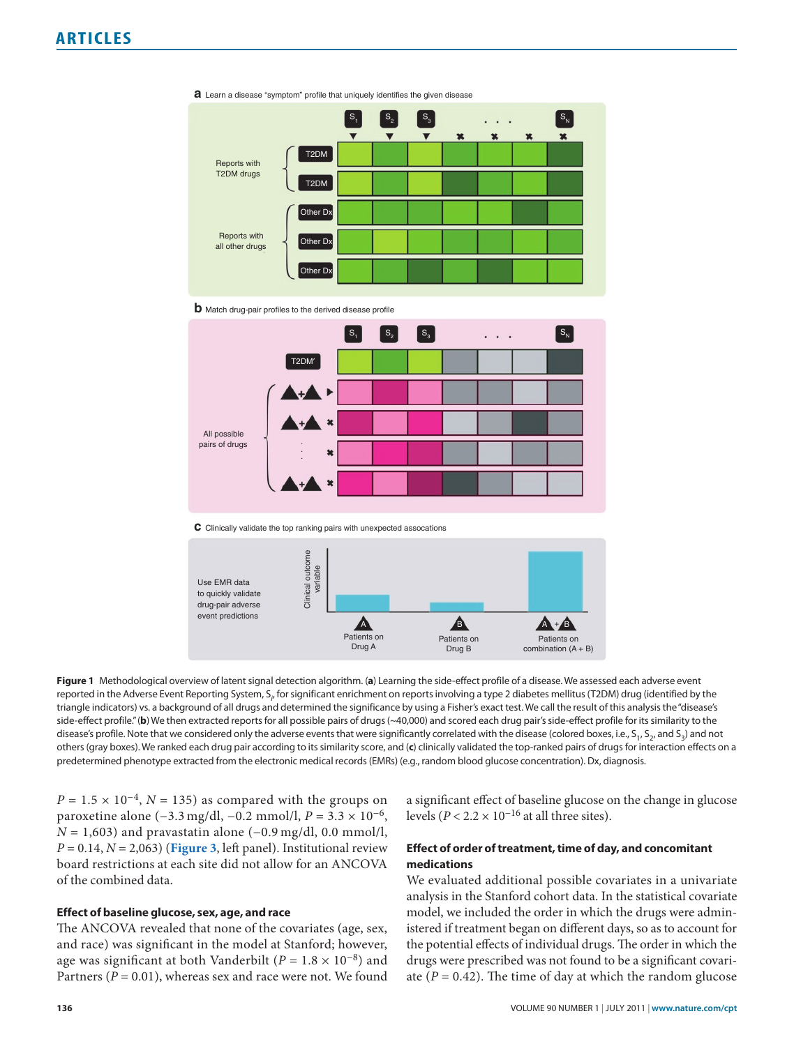**Figure 1** Methodological overview of latent signal detection algorithm. (**a**) Learning the side-effect profile of a disease. We assessed each adverse event reported in the Adverse Event Reporting System, $S_i$, for significant enrichment on reports involving a type 2 diabetes mellitus (T2DM) drug (identified by the triangle indicators) vs. a background of all drugs and determined the significance by using a Fisher's exact test. We call the result of this analysis the "disease's side-effect profile." (**b**) We then extracted reports for all possible pairs of drugs (~40,000) and scored each drug pair's side-effect profile for its similarity to the disease's profile. Note that we considered only the adverse events that were significantly correlated with the disease (colored boxes, i.e., $S_1$, $S_2$, and $S_3$) and not others (gray boxes). We ranked each drug pair according to its similarity score, and (**c**) clinically validated the top-ranked pairs of drugs for interaction effects on a predetermined phenotype extracted from the electronic medical records (EMRs) (e.g., random blood glucose concentration). Dx, diagnosis.

$P = 1.5 \times 10^{-4}$, $N = 135$) as compared with the groups on paroxetine alone (−3.3 mg/dl, −0.2 mmol/l, $P = 3.3 \times 10^{-6}$, $N = 1{,}603$) and pravastatin alone (−0.9 mg/dl, 0.0 mmol/l, $P = 0.14$, $N = 2{,}063$) (**Figure 3**, left panel). Institutional review board restrictions at each site did not allow for an ANCOVA of the combined data.

### Effect of baseline glucose, sex, age, and race

The ANCOVA revealed that none of the covariates (age, sex, and race) was significant in the model at Stanford; however, age was significant at both Vanderbilt ($P = 1.8 \times 10^{-8}$) and Partners ($P = 0.01$), whereas sex and race were not. We found a significant effect of baseline glucose on the change in glucose levels ($P < 2.2 \times 10^{-16}$ at all three sites).

### Effect of order of treatment, time of day, and concomitant medications

We evaluated additional possible covariates in a univariate analysis in the Stanford cohort data. In the statistical covariate model, we included the order in which the drugs were administered if treatment began on different days, so as to account for the potential effects of individual drugs. The order in which the drugs were prescribed was not found to be a significant covariate ($P = 0.42$). The time of day at which the random glucose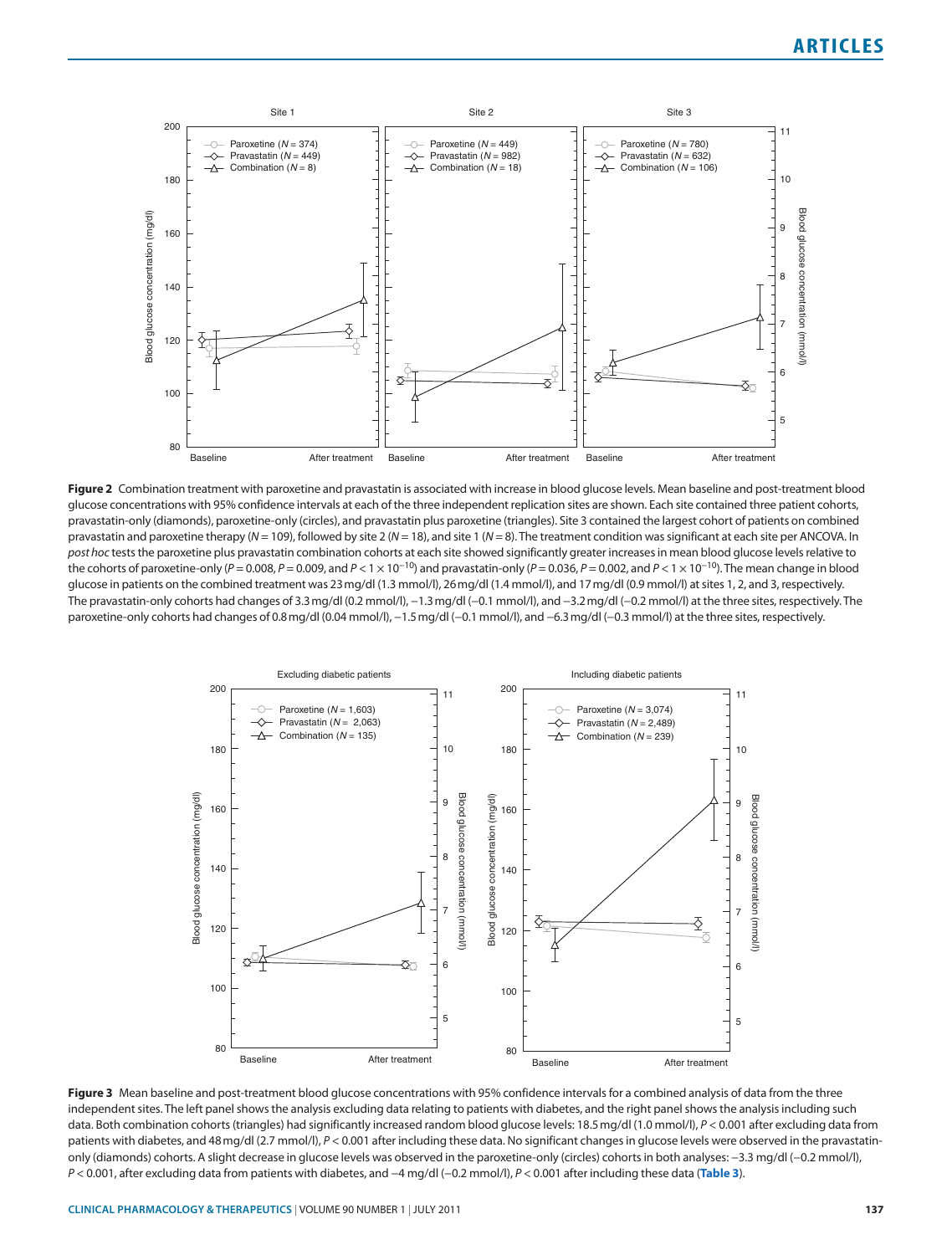**Figure 2** Combination treatment with paroxetine and pravastatin is associated with increase in blood glucose levels. Mean baseline and post-treatment blood glucose concentrations with 95% confidence intervals at each of the three independent replication sites are shown. Each site contained three patient cohorts, pravastatin-only (diamonds), paroxetine-only (circles), and pravastatin plus paroxetine (triangles). Site 3 contained the largest cohort of patients on combined pravastatin and paroxetine therapy ($N$ = 109), followed by site 2 ($N$ = 18), and site 1 ($N$ = 8). The treatment condition was significant at each site per ANCOVA. In *post hoc* tests the paroxetine plus pravastatin combination cohorts at each site showed significantly greater increases in mean blood glucose levels relative to the cohorts of paroxetine-only ($P$ = 0.008, $P$ = 0.009, and $P < 1 \times 10^{-10}$) and pravastatin-only ($P$ = 0.036, $P$ = 0.002, and $P < 1 \times 10^{-10}$). The mean change in blood glucose in patients on the combined treatment was 23 mg/dl (1.3 mmol/l), 26 mg/dl (1.4 mmol/l), and 17 mg/dl (0.9 mmol/l) at sites 1, 2, and 3, respectively. The pravastatin-only cohorts had changes of 3.3 mg/dl (0.2 mmol/l), −1.3 mg/dl (−0.1 mmol/l), and −3.2 mg/dl (−0.2 mmol/l) at the three sites, respectively. The paroxetine-only cohorts had changes of 0.8 mg/dl (0.04 mmol/l), −1.5 mg/dl (−0.1 mmol/l), and −6.3 mg/dl (−0.3 mmol/l) at the three sites, respectively.

**Figure 3** Mean baseline and post-treatment blood glucose concentrations with 95% confidence intervals for a combined analysis of data from the three independent sites. The left panel shows the analysis excluding data relating to patients with diabetes, and the right panel shows the analysis including such data. Both combination cohorts (triangles) had significantly increased random blood glucose levels: 18.5 mg/dl (1.0 mmol/l), $P < 0.001$ after excluding data from patients with diabetes, and 48 mg/dl (2.7 mmol/l), $P < 0.001$ after including these data. No significant changes in glucose levels were observed in the pravastatin-only (diamonds) cohorts. A slight decrease in glucose levels was observed in the paroxetine-only (circles) cohorts in both analyses: −3.3 mg/dl (−0.2 mmol/l), $P < 0.001$, after excluding data from patients with diabetes, and −4 mg/dl (−0.2 mmol/l), $P < 0.001$ after including these data (**Table 3**).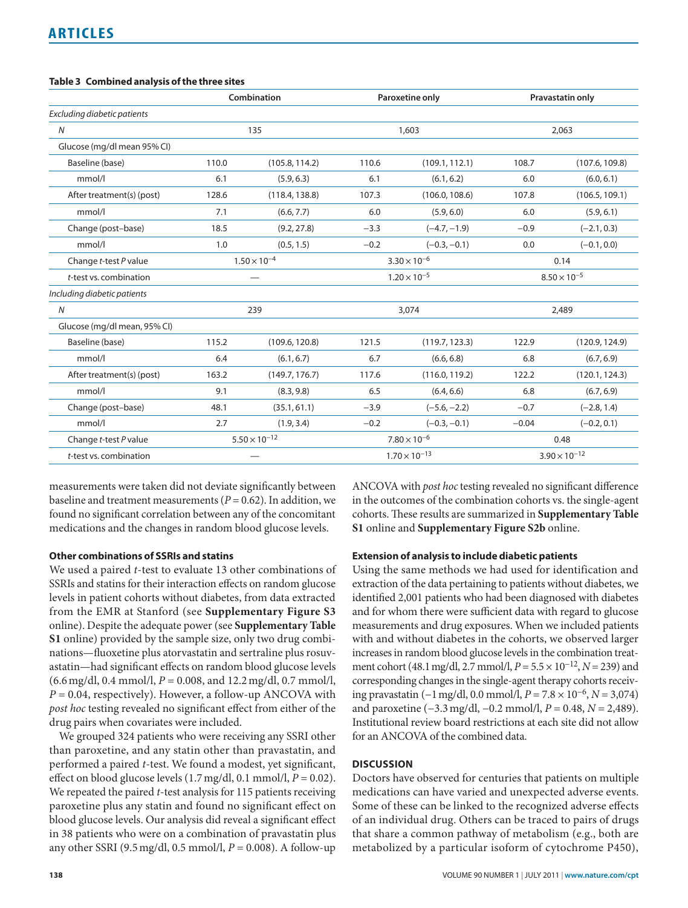**Table 3 Combined analysis of the three sites**

| | Combination | | Paroxetine only | | Pravastatin only | |
|---|---|---|---|---|---|---|
| *Excluding diabetic patients* | | | | | | |
| *N* | 135 | | 1,603 | | 2,063 | |
| Glucose (mg/dl mean 95% CI) | | | | | | |
| Baseline (base) | 110.0 | (105.8, 114.2) | 110.6 | (109.1, 112.1) | 108.7 | (107.6, 109.8) |
| mmol/l | 6.1 | (5.9, 6.3) | 6.1 | (6.1, 6.2) | 6.0 | (6.0, 6.1) |
| After treatment(s) (post) | 128.6 | (118.4, 138.8) | 107.3 | (106.0, 108.6) | 107.8 | (106.5, 109.1) |
| mmol/l | 7.1 | (6.6, 7.7) | 6.0 | (5.9, 6.0) | 6.0 | (5.9, 6.1) |
| Change (post–base) | 18.5 | (9.2, 27.8) | −3.3 | (−4.7, −1.9) | −0.9 | (−2.1, 0.3) |
| mmol/l | 1.0 | (0.5, 1.5) | −0.2 | (−0.3, −0.1) | 0.0 | (−0.1, 0.0) |
| Change *t*-test *P* value | $1.50 \times 10^{-4}$ | | $3.30 \times 10^{-6}$ | | 0.14 | |
| *t*-test vs. combination | — | | $1.20 \times 10^{-5}$ | | $8.50 \times 10^{-5}$ | |
| *Including diabetic patients* | | | | | | |
| *N* | 239 | | 3,074 | | 2,489 | |
| Glucose (mg/dl mean, 95% CI) | | | | | | |
| Baseline (base) | 115.2 | (109.6, 120.8) | 121.5 | (119.7, 123.3) | 122.9 | (120.9, 124.9) |
| mmol/l | 6.4 | (6.1, 6.7) | 6.7 | (6.6, 6.8) | 6.8 | (6.7, 6.9) |
| After treatment(s) (post) | 163.2 | (149.7, 176.7) | 117.6 | (116.0, 119.2) | 122.2 | (120.1, 124.3) |
| mmol/l | 9.1 | (8.3, 9.8) | 6.5 | (6.4, 6.6) | 6.8 | (6.7, 6.9) |
| Change (post–base) | 48.1 | (35.1, 61.1) | −3.9 | (−5.6, −2.2) | −0.7 | (−2.8, 1.4) |
| mmol/l | 2.7 | (1.9, 3.4) | −0.2 | (−0.3, −0.1) | −0.04 | (−0.2, 0.1) |
| Change *t*-test *P* value | $5.50 \times 10^{-12}$ | | $7.80 \times 10^{-6}$ | | 0.48 | |
| *t*-test vs. combination | — | | $1.70 \times 10^{-13}$ | | $3.90 \times 10^{-12}$ | |

measurements were taken did not deviate significantly between baseline and treatment measurements ($P = 0.62$). In addition, we found no significant correlation between any of the concomitant medications and the changes in random blood glucose levels.

### Other combinations of SSRIs and statins

We used a paired *t*-test to evaluate 13 other combinations of SSRIs and statins for their interaction effects on random glucose levels in patient cohorts without diabetes, from data extracted from the EMR at Stanford (see **Supplementary Figure S3** online). Despite the adequate power (see **Supplementary Table S1** online) provided by the sample size, only two drug combinations—fluoxetine plus atorvastatin and sertraline plus rosuvastatin—had significant effects on random blood glucose levels (6.6 mg/dl, 0.4 mmol/l, $P = 0.008$, and 12.2 mg/dl, 0.7 mmol/l, $P = 0.04$, respectively). However, a follow-up ANCOVA with *post hoc* testing revealed no significant effect from either of the drug pairs when covariates were included.

We grouped 324 patients who were receiving any SSRI other than paroxetine, and any statin other than pravastatin, and performed a paired *t*-test. We found a modest, yet significant, effect on blood glucose levels (1.7 mg/dl, 0.1 mmol/l, $P = 0.02$). We repeated the paired *t*-test analysis for 115 patients receiving paroxetine plus any statin and found no significant effect on blood glucose levels. Our analysis did reveal a significant effect in 38 patients who were on a combination of pravastatin plus any other SSRI (9.5 mg/dl, 0.5 mmol/l, $P = 0.008$). A follow-up ANCOVA with *post hoc* testing revealed no significant difference in the outcomes of the combination cohorts vs. the single-agent cohorts. These results are summarized in **Supplementary Table S1** online and **Supplementary Figure S2b** online.

### Extension of analysis to include diabetic patients

Using the same methods we had used for identification and extraction of the data pertaining to patients without diabetes, we identified 2,001 patients who had been diagnosed with diabetes and for whom there were sufficient data with regard to glucose measurements and drug exposures. When we included patients with and without diabetes in the cohorts, we observed larger increases in random blood glucose levels in the combination treatment cohort (48.1 mg/dl, 2.7 mmol/l, $P = 5.5 \times 10^{-12}$, $N = 239$) and corresponding changes in the single-agent therapy cohorts receiving pravastatin (−1 mg/dl, 0.0 mmol/l, $P = 7.8 \times 10^{-6}$, $N = 3{,}074$) and paroxetine (−3.3 mg/dl, −0.2 mmol/l, $P = 0.48$, $N = 2{,}489$). Institutional review board restrictions at each site did not allow for an ANCOVA of the combined data.

## DISCUSSION

Doctors have observed for centuries that patients on multiple medications can have varied and unexpected adverse events. Some of these can be linked to the recognized adverse effects of an individual drug. Others can be traced to pairs of drugs that share a common pathway of metabolism (e.g., both are metabolized by a particular isoform of cytochrome P450),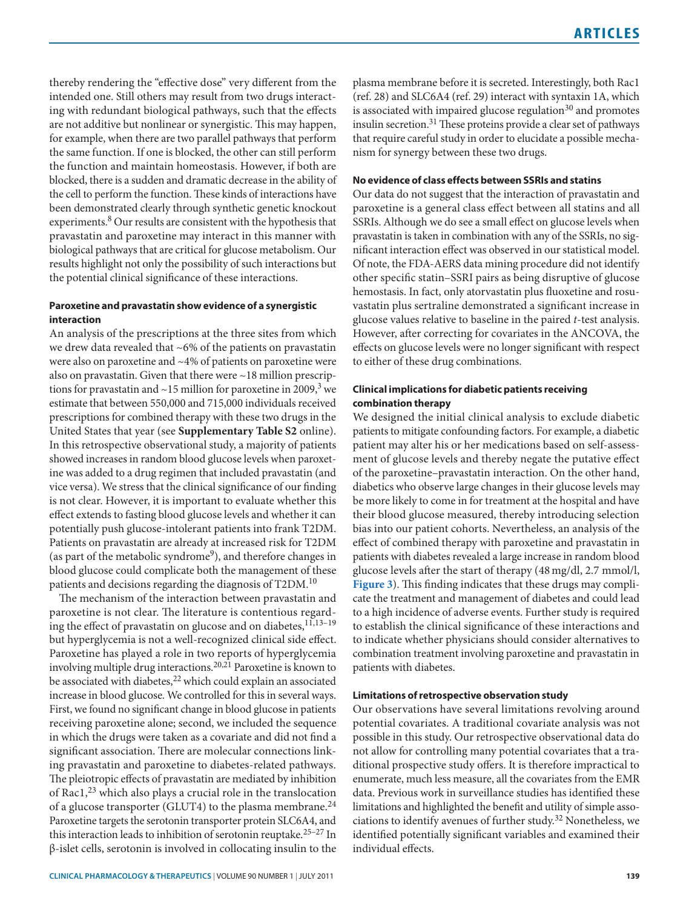thereby rendering the "effective dose" very different from the intended one. Still others may result from two drugs interacting with redundant biological pathways, such that the effects are not additive but nonlinear or synergistic. This may happen, for example, when there are two parallel pathways that perform the same function. If one is blocked, the other can still perform the function and maintain homeostasis. However, if both are blocked, there is a sudden and dramatic decrease in the ability of the cell to perform the function. These kinds of interactions have been demonstrated clearly through synthetic genetic knockout experiments.[8] Our results are consistent with the hypothesis that pravastatin and paroxetine may interact in this manner with biological pathways that are critical for glucose metabolism. Our results highlight not only the possibility of such interactions but the potential clinical significance of these interactions.

### Paroxetine and pravastatin show evidence of a synergistic interaction

An analysis of the prescriptions at the three sites from which we drew data revealed that ~6% of the patients on pravastatin were also on paroxetine and ~4% of patients on paroxetine were also on pravastatin. Given that there were ~18 million prescriptions for pravastatin and ~15 million for paroxetine in 2009,[3] we estimate that between 550,000 and 715,000 individuals received prescriptions for combined therapy with these two drugs in the United States that year (see **Supplementary Table S2** online). In this retrospective observational study, a majority of patients showed increases in random blood glucose levels when paroxetine was added to a drug regimen that included pravastatin (and vice versa). We stress that the clinical significance of our finding is not clear. However, it is important to evaluate whether this effect extends to fasting blood glucose levels and whether it can potentially push glucose-intolerant patients into frank T2DM. Patients on pravastatin are already at increased risk for T2DM (as part of the metabolic syndrome[9]), and therefore changes in blood glucose could complicate both the management of these patients and decisions regarding the diagnosis of T2DM.[10]

The mechanism of the interaction between pravastatin and paroxetine is not clear. The literature is contentious regarding the effect of pravastatin on glucose and on diabetes,[11,13–19] but hyperglycemia is not a well-recognized clinical side effect. Paroxetine has played a role in two reports of hyperglycemia involving multiple drug interactions.[20,21] Paroxetine is known to be associated with diabetes,[22] which could explain an associated increase in blood glucose. We controlled for this in several ways. First, we found no significant change in blood glucose in patients receiving paroxetine alone; second, we included the sequence in which the drugs were taken as a covariate and did not find a significant association. There are molecular connections linking pravastatin and paroxetine to diabetes-related pathways. The pleiotropic effects of pravastatin are mediated by inhibition of Rac1,[23] which also plays a crucial role in the translocation of a glucose transporter (GLUT4) to the plasma membrane.[24] Paroxetine targets the serotonin transporter protein SLC6A4, and this interaction leads to inhibition of serotonin reuptake.[25–27] In β-islet cells, serotonin is involved in collocating insulin to the plasma membrane before it is secreted. Interestingly, both Rac1 (ref. 28) and SLC6A4 (ref. 29) interact with syntaxin 1A, which is associated with impaired glucose regulation[30] and promotes insulin secretion.[31] These proteins provide a clear set of pathways that require careful study in order to elucidate a possible mechanism for synergy between these two drugs.

### No evidence of class effects between SSRIs and statins

Our data do not suggest that the interaction of pravastatin and paroxetine is a general class effect between all statins and all SSRIs. Although we do see a small effect on glucose levels when pravastatin is taken in combination with any of the SSRIs, no significant interaction effect was observed in our statistical model. Of note, the FDA-AERS data mining procedure did not identify other specific statin–SSRI pairs as being disruptive of glucose hemostasis. In fact, only atorvastatin plus fluoxetine and rosuvastatin plus sertraline demonstrated a significant increase in glucose values relative to baseline in the paired *t*-test analysis. However, after correcting for covariates in the ANCOVA, the effects on glucose levels were no longer significant with respect to either of these drug combinations.

### Clinical implications for diabetic patients receiving combination therapy

We designed the initial clinical analysis to exclude diabetic patients to mitigate confounding factors. For example, a diabetic patient may alter his or her medications based on self-assessment of glucose levels and thereby negate the putative effect of the paroxetine–pravastatin interaction. On the other hand, diabetics who observe large changes in their glucose levels may be more likely to come in for treatment at the hospital and have their blood glucose measured, thereby introducing selection bias into our patient cohorts. Nevertheless, an analysis of the effect of combined therapy with paroxetine and pravastatin in patients with diabetes revealed a large increase in random blood glucose levels after the start of therapy (48 mg/dl, 2.7 mmol/l, **Figure 3**). This finding indicates that these drugs may complicate the treatment and management of diabetes and could lead to a high incidence of adverse events. Further study is required to establish the clinical significance of these interactions and to indicate whether physicians should consider alternatives to combination treatment involving paroxetine and pravastatin in patients with diabetes.

### Limitations of retrospective observation study

Our observations have several limitations revolving around potential covariates. A traditional covariate analysis was not possible in this study. Our retrospective observational data do not allow for controlling many potential covariates that a traditional prospective study offers. It is therefore impractical to enumerate, much less measure, all the covariates from the EMR data. Previous work in surveillance studies has identified these limitations and highlighted the benefit and utility of simple associations to identify avenues of further study.[32] Nonetheless, we identified potentially significant variables and examined their individual effects.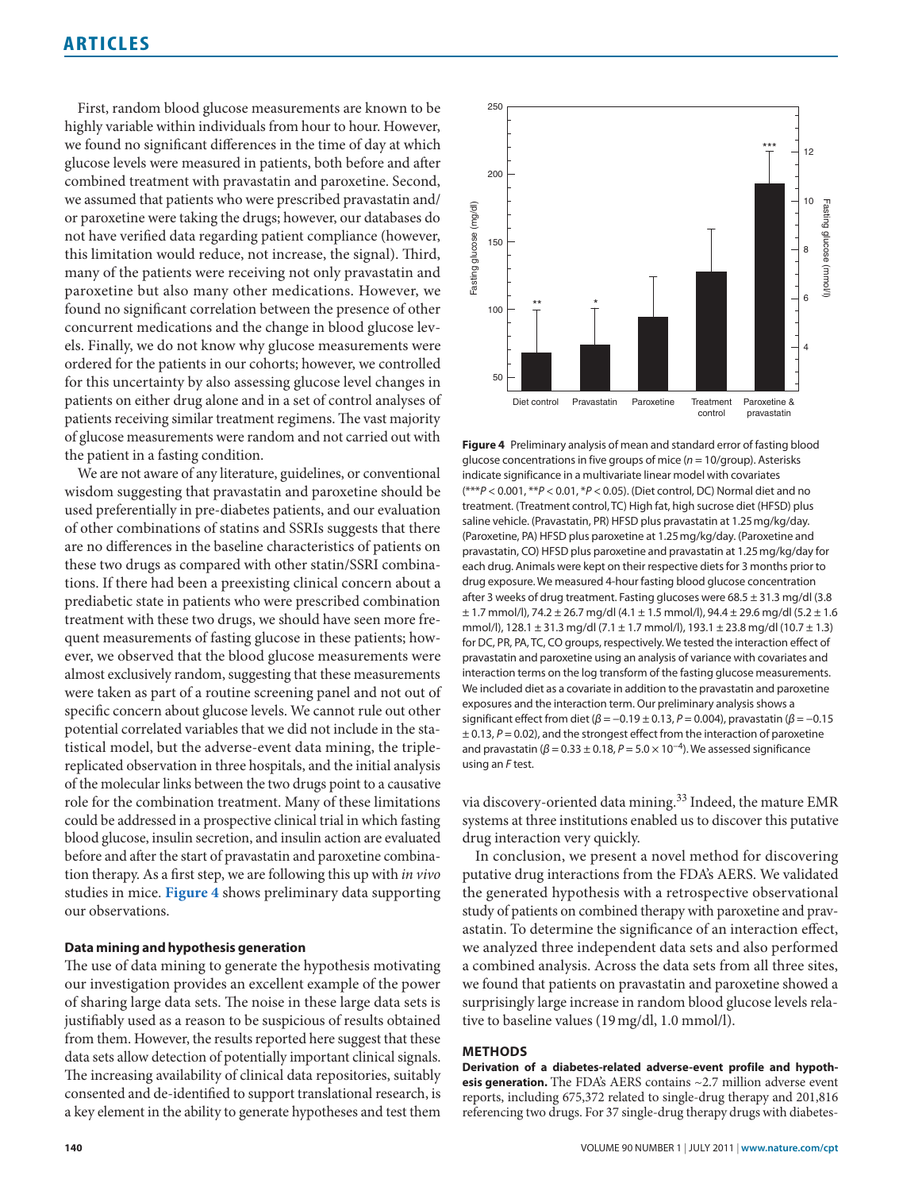First, random blood glucose measurements are known to be highly variable within individuals from hour to hour. However, we found no significant differences in the time of day at which glucose levels were measured in patients, both before and after combined treatment with pravastatin and paroxetine. Second, we assumed that patients who were prescribed pravastatin and/or paroxetine were taking the drugs; however, our databases do not have verified data regarding patient compliance (however, this limitation would reduce, not increase, the signal). Third, many of the patients were receiving not only pravastatin and paroxetine but also many other medications. However, we found no significant correlation between the presence of other concurrent medications and the change in blood glucose levels. Finally, we do not know why glucose measurements were ordered for the patients in our cohorts; however, we controlled for this uncertainty by also assessing glucose level changes in patients on either drug alone and in a set of control analyses of patients receiving similar treatment regimens. The vast majority of glucose measurements were random and not carried out with the patient in a fasting condition.

We are not aware of any literature, guidelines, or conventional wisdom suggesting that pravastatin and paroxetine should be used preferentially in pre-diabetes patients, and our evaluation of other combinations of statins and SSRIs suggests that there are no differences in the baseline characteristics of patients on these two drugs as compared with other statin/SSRI combinations. If there had been a preexisting clinical concern about a prediabetic state in patients who were prescribed combination treatment with these two drugs, we should have seen more frequent measurements of fasting glucose in these patients; however, we observed that the blood glucose measurements were almost exclusively random, suggesting that these measurements were taken as part of a routine screening panel and not out of specific concern about glucose levels. We cannot rule out other potential correlated variables that we did not include in the statistical model, but the adverse-event data mining, the triple-replicated observation in three hospitals, and the initial analysis of the molecular links between the two drugs point to a causative role for the combination treatment. Many of these limitations could be addressed in a prospective clinical trial in which fasting blood glucose, insulin secretion, and insulin action are evaluated before and after the start of pravastatin and paroxetine combination therapy. As a first step, we are following this up with *in vivo* studies in mice. **Figure 4** shows preliminary data supporting our observations.

**Figure 4** Preliminary analysis of mean and standard error of fasting blood glucose concentrations in five groups of mice ($n = 10$/group). Asterisks indicate significance in a multivariate linear model with covariates (***$P < 0.001$, **$P < 0.01$, *$P < 0.05$). (Diet control, DC) Normal diet and no treatment. (Treatment control, TC) High fat, high sucrose diet (HFSD) plus saline vehicle. (Pravastatin, PR) HFSD plus pravastatin at 1.25 mg/kg/day. (Paroxetine, PA) HFSD plus paroxetine at 1.25 mg/kg/day. (Paroxetine and pravastatin, CO) HFSD plus paroxetine and pravastatin at 1.25 mg/kg/day for each drug. Animals were kept on their respective diets for 3 months prior to drug exposure. We measured 4-hour fasting blood glucose concentration after 3 weeks of drug treatment. Fasting glucoses were 68.5 ± 31.3 mg/dl (3.8 ± 1.7 mmol/l), 74.2 ± 26.7 mg/dl (4.1 ± 1.5 mmol/l), 94.4 ± 29.6 mg/dl (5.2 ± 1.6 mmol/l), 128.1 ± 31.3 mg/dl (7.1 ± 1.7 mmol/l), 193.1 ± 23.8 mg/dl (10.7 ± 1.3) for DC, PR, PA, TC, CO groups, respectively. We tested the interaction effect of pravastatin and paroxetine using an analysis of variance with covariates and interaction terms on the log transform of the fasting glucose measurements. We included diet as a covariate in addition to the pravastatin and paroxetine exposures and the interaction term. Our preliminary analysis shows a significant effect from diet ($\beta = -0.19 \pm 0.13$, $P = 0.004$), pravastatin ($\beta = -0.15 \pm 0.13$, $P = 0.02$), and the strongest effect from the interaction of paroxetine and pravastatin ($\beta = 0.33 \pm 0.18$, $P = 5.0 \times 10^{-4}$). We assessed significance using an $F$ test.

### Data mining and hypothesis generation

The use of data mining to generate the hypothesis motivating our investigation provides an excellent example of the power of sharing large data sets. The noise in these large data sets is justifiably used as a reason to be suspicious of results obtained from them. However, the results reported here suggest that these data sets allow detection of potentially important clinical signals. The increasing availability of clinical data repositories, suitably consented and de-identified to support translational research, is a key element in the ability to generate hypotheses and test them via discovery-oriented data mining.[33] Indeed, the mature EMR systems at three institutions enabled us to discover this putative drug interaction very quickly.

In conclusion, we present a novel method for discovering putative drug interactions from the FDA's AERS. We validated the generated hypothesis with a retrospective observational study of patients on combined therapy with paroxetine and pravastatin. To determine the significance of an interaction effect, we analyzed three independent data sets and also performed a combined analysis. Across the data sets from all three sites, we found that patients on pravastatin and paroxetine showed a surprisingly large increase in random blood glucose levels relative to baseline values (19 mg/dl, 1.0 mmol/l).

## METHODS

**Derivation of a diabetes-related adverse-event profile and hypothesis generation.** The FDA's AERS contains ~2.7 million adverse event reports, including 675,372 related to single-drug therapy and 201,816 referencing two drugs. For 37 single-drug therapy drugs with diabetes-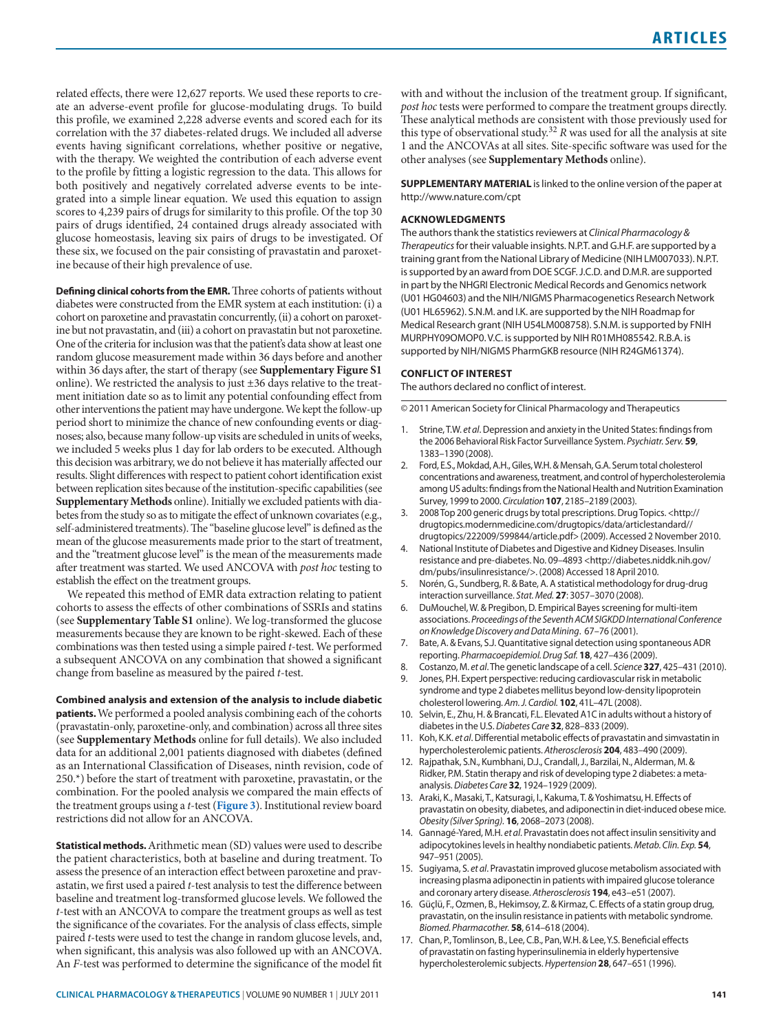related effects, there were 12,627 reports. We used these reports to create an adverse-event profile for glucose-modulating drugs. To build this profile, we examined 2,228 adverse events and scored each for its correlation with the 37 diabetes-related drugs. We included all adverse events having significant correlations, whether positive or negative, with the therapy. We weighted the contribution of each adverse event to the profile by fitting a logistic regression to the data. This allows for both positively and negatively correlated adverse events to be integrated into a simple linear equation. We used this equation to assign scores to 4,239 pairs of drugs for similarity to this profile. Of the top 30 pairs of drugs identified, 24 contained drugs already associated with glucose homeostasis, leaving six pairs of drugs to be investigated. Of these six, we focused on the pair consisting of pravastatin and paroxetine because of their high prevalence of use.

**Defining clinical cohorts from the EMR.** Three cohorts of patients without diabetes were constructed from the EMR system at each institution: (i) a cohort on paroxetine and pravastatin concurrently, (ii) a cohort on paroxetine but not pravastatin, and (iii) a cohort on pravastatin but not paroxetine. One of the criteria for inclusion was that the patient's data show at least one random glucose measurement made within 36 days before and another within 36 days after, the start of therapy (see **Supplementary Figure S1** online). We restricted the analysis to just ±36 days relative to the treatment initiation date so as to limit any potential confounding effect from other interventions the patient may have undergone. We kept the follow-up period short to minimize the chance of new confounding events or diagnoses; also, because many follow-up visits are scheduled in units of weeks, we included 5 weeks plus 1 day for lab orders to be executed. Although this decision was arbitrary, we do not believe it has materially affected our results. Slight differences with respect to patient cohort identification exist between replication sites because of the institution-specific capabilities (see **Supplementary Methods** online). Initially we excluded patients with diabetes from the study so as to mitigate the effect of unknown covariates (e.g., self-administered treatments). The "baseline glucose level" is defined as the mean of the glucose measurements made prior to the start of treatment, and the "treatment glucose level" is the mean of the measurements made after treatment was started. We used ANCOVA with *post hoc* testing to establish the effect on the treatment groups.

We repeated this method of EMR data extraction relating to patient cohorts to assess the effects of other combinations of SSRIs and statins (see **Supplementary Table S1** online). We log-transformed the glucose measurements because they are known to be right-skewed. Each of these combinations was then tested using a simple paired *t*-test. We performed a subsequent ANCOVA on any combination that showed a significant change from baseline as measured by the paired *t*-test.

**Combined analysis and extension of the analysis to include diabetic patients.** We performed a pooled analysis combining each of the cohorts (pravastatin-only, paroxetine-only, and combination) across all three sites (see **Supplementary Methods** online for full details). We also included data for an additional 2,001 patients diagnosed with diabetes (defined as an International Classification of Diseases, ninth revision, code of 250.*) before the start of treatment with paroxetine, pravastatin, or the combination. For the pooled analysis we compared the main effects of the treatment groups using a *t*-test (**Figure 3**). Institutional review board restrictions did not allow for an ANCOVA.

**Statistical methods.** Arithmetic mean (SD) values were used to describe the patient characteristics, both at baseline and during treatment. To assess the presence of an interaction effect between paroxetine and pravastatin, we first used a paired *t*-test analysis to test the difference between baseline and treatment log-transformed glucose levels. We followed the *t*-test with an ANCOVA to compare the treatment groups as well as test the significance of the covariates. For the analysis of class effects, simple paired *t*-tests were used to test the change in random glucose levels, and, when significant, this analysis was also followed up with an ANCOVA. An *F*-test was performed to determine the significance of the model fit with and without the inclusion of the treatment group. If significant, *post hoc* tests were performed to compare the treatment groups directly. These analytical methods are consistent with those previously used for this type of observational study.[32] *R* was used for all the analysis at site 1 and the ANCOVAs at all sites. Site-specific software was used for the other analyses (see **Supplementary Methods** online).

**SUPPLEMENTARY MATERIAL** is linked to the online version of the paper at http://www.nature.com/cpt

### ACKNOWLEDGMENTS

The authors thank the statistics reviewers at *Clinical Pharmacology & Therapeutics* for their valuable insights. N.P.T. and G.H.F. are supported by a training grant from the National Library of Medicine (NIH LM007033). N.P.T. is supported by an award from DOE SCGF. J.C.D. and D.M.R. are supported in part by the NHGRI Electronic Medical Records and Genomics network (U01 HG04603) and the NIH/NIGMS Pharmacogenetics Research Network (U01 HL65962). S.N.M. and I.K. are supported by the NIH Roadmap for Medical Research grant (NIH U54LM008758). S.N.M. is supported by FNIH MURPHY09OMOP0. V.C. is supported by NIH R01MH085542. R.B.A. is supported by NIH/NIGMS PharmGKB resource (NIH R24GM61374).

### CONFLICT OF INTEREST

The authors declared no conflict of interest.

© 2011 American Society for Clinical Pharmacology and Therapeutics

1. Strine, T.W. *et al*. Depression and anxiety in the United States: findings from the 2006 Behavioral Risk Factor Surveillance System. *Psychiatr. Serv.* **59**, 1383–1390 (2008).
2. Ford, E.S., Mokdad, A.H., Giles, W.H. & Mensah, G.A. Serum total cholesterol concentrations and awareness, treatment, and control of hypercholesterolemia among US adults: findings from the National Health and Nutrition Examination Survey, 1999 to 2000. *Circulation* **107**, 2185–2189 (2003).
3. 2008 Top 200 generic drugs by total prescriptions. Drug Topics. <http://drugtopics.modernmedicine.com/drugtopics/data/articlestandard//drugtopics/222009/599844/article.pdf> (2009). Accessed 2 November 2010.
4. National Institute of Diabetes and Digestive and Kidney Diseases. Insulin resistance and pre-diabetes. No. 09–4893 <http://diabetes.niddk.nih.gov/dm/pubs/insulinresistance/>. (2008) Accessed 18 April 2010.
5. Norén, G., Sundberg, R. & Bate, A. A statistical methodology for drug-drug interaction surveillance. *Stat. Med.* **27**: 3057–3070 (2008).
6. DuMouchel, W. & Pregibon, D. Empirical Bayes screening for multi-item associations. *Proceedings of the Seventh ACM SIGKDD International Conference on Knowledge Discovery and Data Mining*. 67–76 (2001).
7. Bate, A. & Evans, S.J. Quantitative signal detection using spontaneous ADR reporting. *Pharmacoepidemiol. Drug Saf.* **18**, 427–436 (2009).
8. Costanzo, M. *et al*. The genetic landscape of a cell. *Science* **327**, 425–431 (2010).
9. Jones, P.H. Expert perspective: reducing cardiovascular risk in metabolic syndrome and type 2 diabetes mellitus beyond low-density lipoprotein cholesterol lowering. *Am. J. Cardiol.* **102**, 41L–47L (2008).
10. Selvin, E., Zhu, H. & Brancati, F.L. Elevated A1C in adults without a history of diabetes in the U.S. *Diabetes Care* **32**, 828–833 (2009).
11. Koh, K.K. *et al*. Differential metabolic effects of pravastatin and simvastatin in hypercholesterolemic patients. *Atherosclerosis* **204**, 483–490 (2009).
12. Rajpathak, S.N., Kumbhani, D.J., Crandall, J., Barzilai, N., Alderman, M. & Ridker, P.M. Statin therapy and risk of developing type 2 diabetes: a meta-analysis. *Diabetes Care* **32**, 1924–1929 (2009).
13. Araki, K., Masaki, T., Katsuragi, I., Kakuma, T. & Yoshimatsu, H. Effects of pravastatin on obesity, diabetes, and adiponectin in diet-induced obese mice. *Obesity (Silver Spring)*. **16**, 2068–2073 (2008).
14. Gannagé-Yared, M.H. *et al*. Pravastatin does not affect insulin sensitivity and adipocytokines levels in healthy nondiabetic patients. *Metab. Clin. Exp.* **54**, 947–951 (2005).
15. Sugiyama, S. *et al*. Pravastatin improved glucose metabolism associated with increasing plasma adiponectin in patients with impaired glucose tolerance and coronary artery disease. *Atherosclerosis* **194**, e43–e51 (2007).
16. Güçlü, F., Ozmen, B., Hekimsoy, Z. & Kirmaz, C. Effects of a statin group drug, pravastatin, on the insulin resistance in patients with metabolic syndrome. *Biomed. Pharmacother.* **58**, 614–618 (2004).
17. Chan, P., Tomlinson, B., Lee, C.B., Pan, W.H. & Lee, Y.S. Beneficial effects of pravastatin on fasting hyperinsulinemia in elderly hypertensive hypercholesterolemic subjects. *Hypertension* **28**, 647–651 (1996).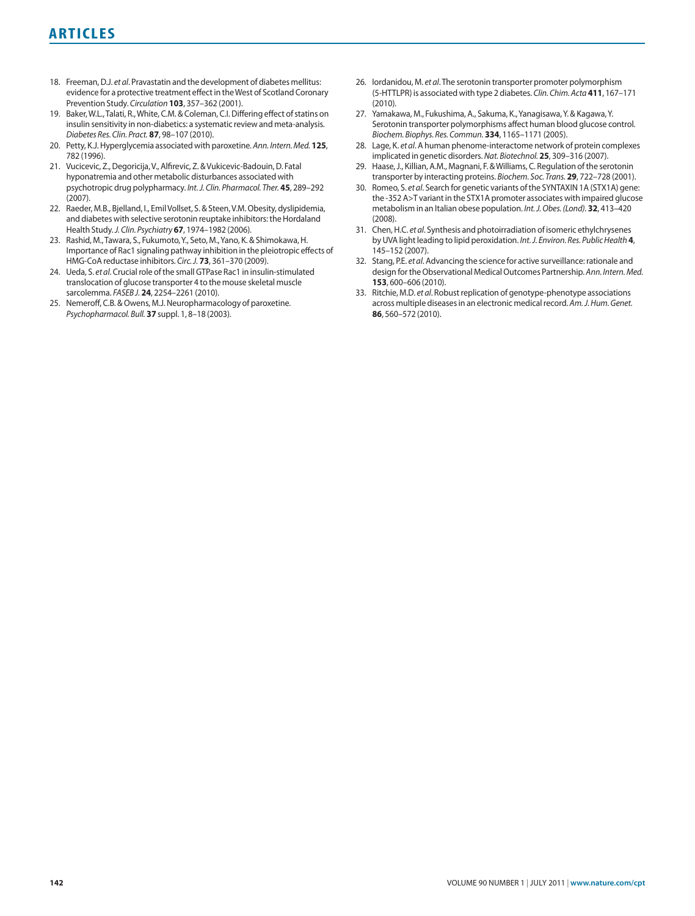18. Freeman, D.J. *et al*. Pravastatin and the development of diabetes mellitus: evidence for a protective treatment effect in the West of Scotland Coronary Prevention Study. *Circulation* **103**, 357–362 (2001).
19. Baker, W.L., Talati, R., White, C.M. & Coleman, C.I. Differing effect of statins on insulin sensitivity in non-diabetics: a systematic review and meta-analysis. *Diabetes Res. Clin. Pract.* **87**, 98–107 (2010).
20. Petty, K.J. Hyperglycemia associated with paroxetine. *Ann. Intern. Med.* **125**, 782 (1996).
21. Vucicevic, Z., Degoricija, V., Alfirevic, Z. & Vukicevic-Badouin, D. Fatal hyponatremia and other metabolic disturbances associated with psychotropic drug polypharmacy. *Int. J. Clin. Pharmacol. Ther.* **45**, 289–292 (2007).
22. Raeder, M.B., Bjelland, I., Emil Vollset, S. & Steen, V.M. Obesity, dyslipidemia, and diabetes with selective serotonin reuptake inhibitors: the Hordaland Health Study. *J. Clin. Psychiatry* **67**, 1974–1982 (2006).
23. Rashid, M., Tawara, S., Fukumoto, Y., Seto, M., Yano, K. & Shimokawa, H. Importance of Rac1 signaling pathway inhibition in the pleiotropic effects of HMG-CoA reductase inhibitors. *Circ. J.* **73**, 361–370 (2009).
24. Ueda, S. *et al*. Crucial role of the small GTPase Rac1 in insulin-stimulated translocation of glucose transporter 4 to the mouse skeletal muscle sarcolemma. *FASEB J.* **24**, 2254–2261 (2010).
25. Nemeroff, C.B. & Owens, M.J. Neuropharmacology of paroxetine. *Psychopharmacol. Bull.* **37** suppl. 1, 8–18 (2003).
26. Iordanidou, M. *et al*. The serotonin transporter promoter polymorphism (5-HTTLPR) is associated with type 2 diabetes. *Clin. Chim. Acta* **411**, 167–171 (2010).
27. Yamakawa, M., Fukushima, A., Sakuma, K., Yanagisawa, Y. & Kagawa, Y. Serotonin transporter polymorphisms affect human blood glucose control. *Biochem. Biophys. Res. Commun.* **334**, 1165–1171 (2005).
28. Lage, K. *et al*. A human phenome-interactome network of protein complexes implicated in genetic disorders. *Nat. Biotechnol.* **25**, 309–316 (2007).
29. Haase, J., Killian, A.M., Magnani, F. & Williams, C. Regulation of the serotonin transporter by interacting proteins. *Biochem. Soc. Trans.* **29**, 722–728 (2001).
30. Romeo, S. *et al*. Search for genetic variants of the SYNTAXIN 1A (STX1A) gene: the -352 A>T variant in the STX1A promoter associates with impaired glucose metabolism in an Italian obese population. *Int. J. Obes. (Lond).* **32**, 413–420 (2008).
31. Chen, H.C. *et al*. Synthesis and photoirradiation of isomeric ethylchrysenes by UVA light leading to lipid peroxidation. *Int. J. Environ. Res. Public Health* **4**, 145–152 (2007).
32. Stang, P.E. *et al*. Advancing the science for active surveillance: rationale and design for the Observational Medical Outcomes Partnership. *Ann. Intern. Med.* **153**, 600–606 (2010).
33. Ritchie, M.D. *et al*. Robust replication of genotype-phenotype associations across multiple diseases in an electronic medical record. *Am. J. Hum. Genet.* **86**, 560–572 (2010).